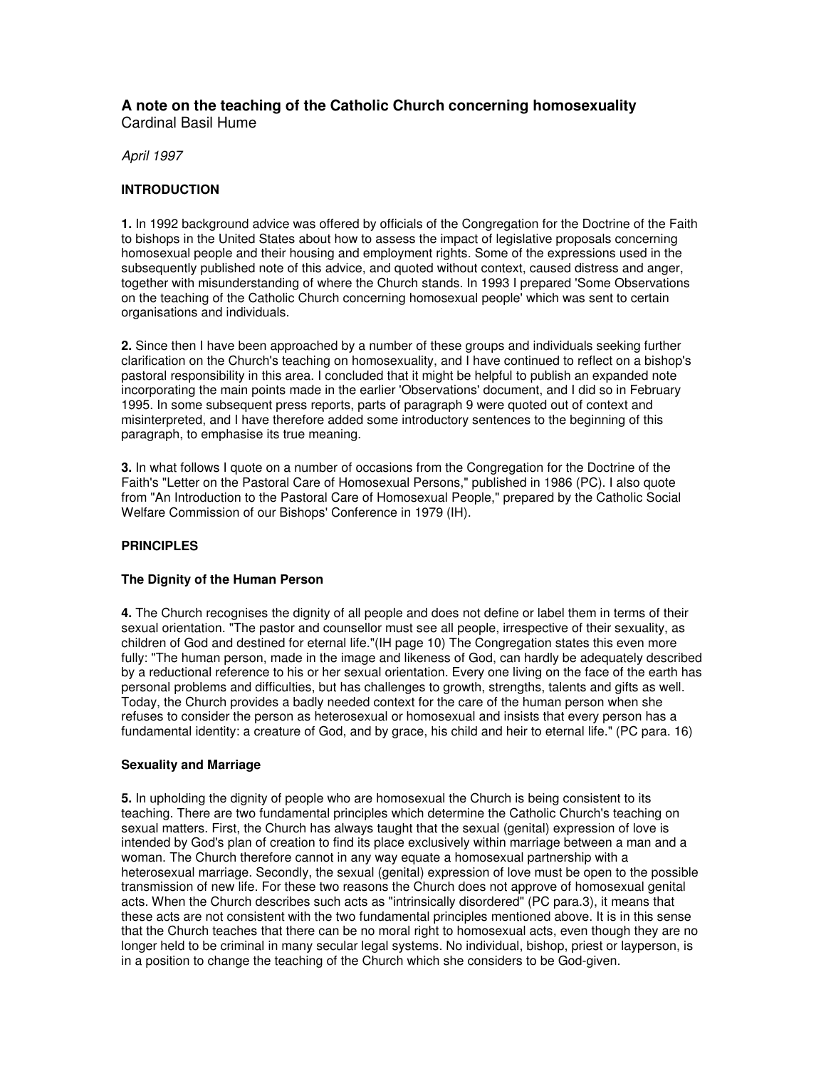# A note on the teaching of the Catholic Church concerning homosexuality

Cardinal Basil Hume

*April 1997*

## INTRODUCTION

**1.** In 1992 background advice was offered by officials of the Congregation for the Doctrine of the Faith to bishops in the United States about how to assess the impact of legislative proposals concerning homosexual people and their housing and employment rights. Some of the expressions used in the subsequently published note of this advice, and quoted without context, caused distress and anger, together with misunderstanding of where the Church stands. In 1993 I prepared 'Some Observations on the teaching of the Catholic Church concerning homosexual people' which was sent to certain organisations and individuals.

**2.** Since then I have been approached by a number of these groups and individuals seeking further clarification on the Church's teaching on homosexuality, and I have continued to reflect on a bishop's pastoral responsibility in this area. I concluded that it might be helpful to publish an expanded note incorporating the main points made in the earlier 'Observations' document, and I did so in February 1995. In some subsequent press reports, parts of paragraph 9 were quoted out of context and misinterpreted, and I have therefore added some introductory sentences to the beginning of this paragraph, to emphasise its true meaning.

**3.** In what follows I quote on a number of occasions from the Congregation for the Doctrine of the Faith's "Letter on the Pastoral Care of Homosexual Persons," published in 1986 (PC). I also quote from "An Introduction to the Pastoral Care of Homosexual People," prepared by the Catholic Social Welfare Commission of our Bishops' Conference in 1979 (IH).

## PRINCIPLES

### The Dignity of the Human Person

**4.** The Church recognises the dignity of all people and does not define or label them in terms of their sexual orientation. "The pastor and counsellor must see all people, irrespective of their sexuality, as children of God and destined for eternal life."(IH page 10) The Congregation states this even more fully: "The human person, made in the image and likeness of God, can hardly be adequately described by a reductional reference to his or her sexual orientation. Every one living on the face of the earth has personal problems and difficulties, but has challenges to growth, strengths, talents and gifts as well. Today, the Church provides a badly needed context for the care of the human person when she refuses to consider the person as heterosexual or homosexual and insists that every person has a fundamental identity: a creature of God, and by grace, his child and heir to eternal life." (PC para. 16)

### Sexuality and Marriage

**5.** In upholding the dignity of people who are homosexual the Church is being consistent to its teaching. There are two fundamental principles which determine the Catholic Church's teaching on sexual matters. First, the Church has always taught that the sexual (genital) expression of love is intended by God's plan of creation to find its place exclusively within marriage between a man and a woman. The Church therefore cannot in any way equate a homosexual partnership with a heterosexual marriage. Secondly, the sexual (genital) expression of love must be open to the possible transmission of new life. For these two reasons the Church does not approve of homosexual genital acts. When the Church describes such acts as "intrinsically disordered" (PC para.3), it means that these acts are not consistent with the two fundamental principles mentioned above. It is in this sense that the Church teaches that there can be no moral right to homosexual acts, even though they are no longer held to be criminal in many secular legal systems. No individual, bishop, priest or layperson, is in a position to change the teaching of the Church which she considers to be God-given.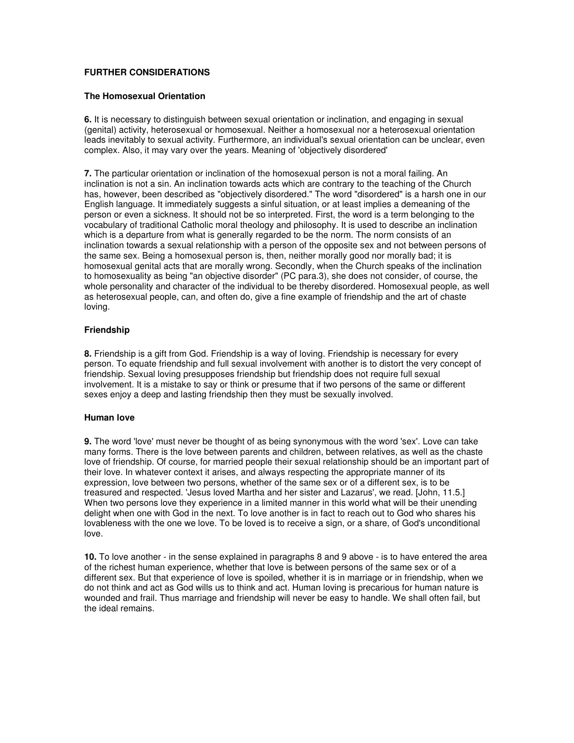**FURTHER CONSIDERATIONS**

**The Homosexual Orientation**

**6.** It is necessary to distinguish between sexual orientation or inclination, and engaging in sexual (genital) activity, heterosexual or homosexual. Neither a homosexual nor a heterosexual orientation leads inevitably to sexual activity. Furthermore, an individual's sexual orientation can be unclear, even complex. Also, it may vary over the years. Meaning of 'objectively disordered'

**7.** The particular orientation or inclination of the homosexual person is not a moral failing. An inclination is not a sin. An inclination towards acts which are contrary to the teaching of the Church has, however, been described as "objectively disordered." The word "disordered" is a harsh one in our English language. It immediately suggests a sinful situation, or at least implies a demeaning of the person or even a sickness. It should not be so interpreted. First, the word is a term belonging to the vocabulary of traditional Catholic moral theology and philosophy. It is used to describe an inclination which is a departure from what is generally regarded to be the norm. The norm consists of an inclination towards a sexual relationship with a person of the opposite sex and not between persons of the same sex. Being a homosexual person is, then, neither morally good nor morally bad; it is homosexual genital acts that are morally wrong. Secondly, when the Church speaks of the inclination to homosexuality as being "an objective disorder" (PC para.3), she does not consider, of course, the whole personality and character of the individual to be thereby disordered. Homosexual people, as well as heterosexual people, can, and often do, give a fine example of friendship and the art of chaste loving.

**Friendship**

**8.** Friendship is a gift from God. Friendship is a way of loving. Friendship is necessary for every person. To equate friendship and full sexual involvement with another is to distort the very concept of friendship. Sexual loving presupposes friendship but friendship does not require full sexual involvement. It is a mistake to say or think or presume that if two persons of the same or different sexes enjoy a deep and lasting friendship then they must be sexually involved.

**Human love**

**9.** The word 'love' must never be thought of as being synonymous with the word 'sex'. Love can take many forms. There is the love between parents and children, between relatives, as well as the chaste love of friendship. Of course, for married people their sexual relationship should be an important part of their love. In whatever context it arises, and always respecting the appropriate manner of its expression, love between two persons, whether of the same sex or of a different sex, is to be treasured and respected. 'Jesus loved Martha and her sister and Lazarus', we read. [John, 11.5.] When two persons love they experience in a limited manner in this world what will be their unending delight when one with God in the next. To love another is in fact to reach out to God who shares his lovableness with the one we love. To be loved is to receive a sign, or a share, of God's unconditional love.

**10.** To love another - in the sense explained in paragraphs 8 and 9 above - is to have entered the area of the richest human experience, whether that love is between persons of the same sex or of a different sex. But that experience of love is spoiled, whether it is in marriage or in friendship, when we do not think and act as God wills us to think and act. Human loving is precarious for human nature is wounded and frail. Thus marriage and friendship will never be easy to handle. We shall often fail, but the ideal remains.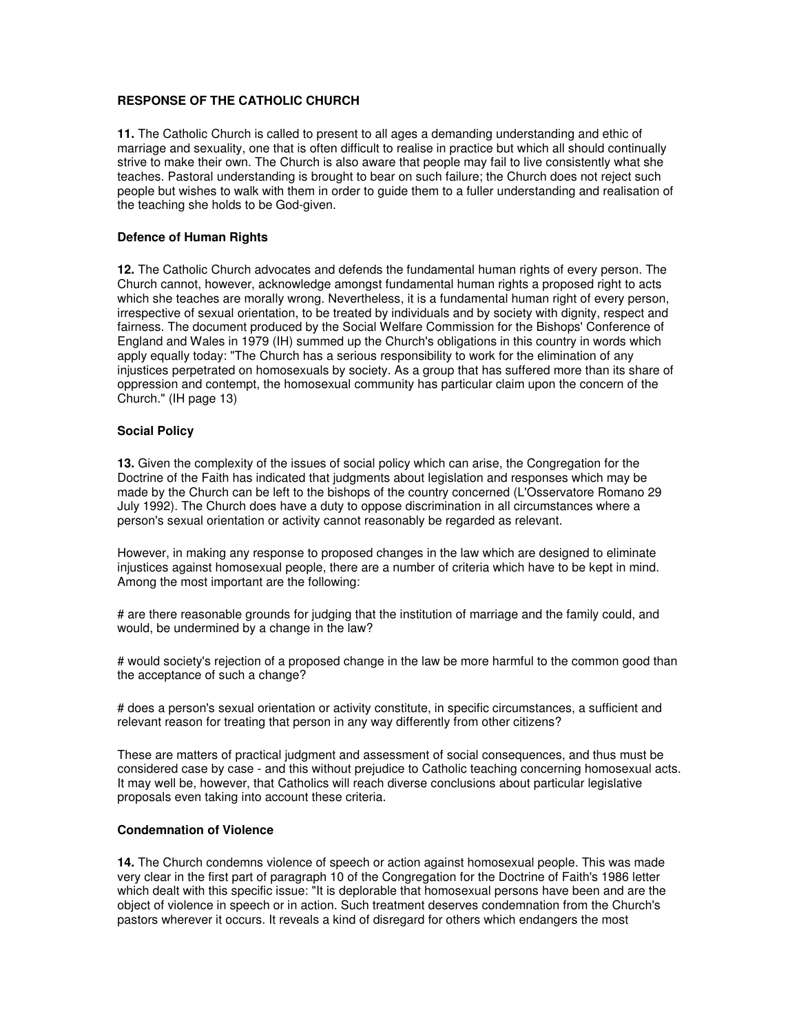**RESPONSE OF THE CATHOLIC CHURCH**

**11.** The Catholic Church is called to present to all ages a demanding understanding and ethic of marriage and sexuality, one that is often difficult to realise in practice but which all should continually strive to make their own. The Church is also aware that people may fail to live consistently what she teaches. Pastoral understanding is brought to bear on such failure; the Church does not reject such people but wishes to walk with them in order to guide them to a fuller understanding and realisation of the teaching she holds to be God-given.

**Defence of Human Rights**

**12.** The Catholic Church advocates and defends the fundamental human rights of every person. The Church cannot, however, acknowledge amongst fundamental human rights a proposed right to acts which she teaches are morally wrong. Nevertheless, it is a fundamental human right of every person, irrespective of sexual orientation, to be treated by individuals and by society with dignity, respect and fairness. The document produced by the Social Welfare Commission for the Bishops' Conference of England and Wales in 1979 (IH) summed up the Church's obligations in this country in words which apply equally today: "The Church has a serious responsibility to work for the elimination of any injustices perpetrated on homosexuals by society. As a group that has suffered more than its share of oppression and contempt, the homosexual community has particular claim upon the concern of the Church." (IH page 13)

**Social Policy**

**13.** Given the complexity of the issues of social policy which can arise, the Congregation for the Doctrine of the Faith has indicated that judgments about legislation and responses which may be made by the Church can be left to the bishops of the country concerned (L'Osservatore Romano 29 July 1992). The Church does have a duty to oppose discrimination in all circumstances where a person's sexual orientation or activity cannot reasonably be regarded as relevant.

However, in making any response to proposed changes in the law which are designed to eliminate injustices against homosexual people, there are a number of criteria which have to be kept in mind. Among the most important are the following:

# are there reasonable grounds for judging that the institution of marriage and the family could, and would, be undermined by a change in the law?

# would society's rejection of a proposed change in the law be more harmful to the common good than the acceptance of such a change?

# does a person's sexual orientation or activity constitute, in specific circumstances, a sufficient and relevant reason for treating that person in any way differently from other citizens?

These are matters of practical judgment and assessment of social consequences, and thus must be considered case by case - and this without prejudice to Catholic teaching concerning homosexual acts. It may well be, however, that Catholics will reach diverse conclusions about particular legislative proposals even taking into account these criteria.

**Condemnation of Violence**

**14.** The Church condemns violence of speech or action against homosexual people. This was made very clear in the first part of paragraph 10 of the Congregation for the Doctrine of Faith's 1986 letter which dealt with this specific issue: "It is deplorable that homosexual persons have been and are the object of violence in speech or in action. Such treatment deserves condemnation from the Church's pastors wherever it occurs. It reveals a kind of disregard for others which endangers the most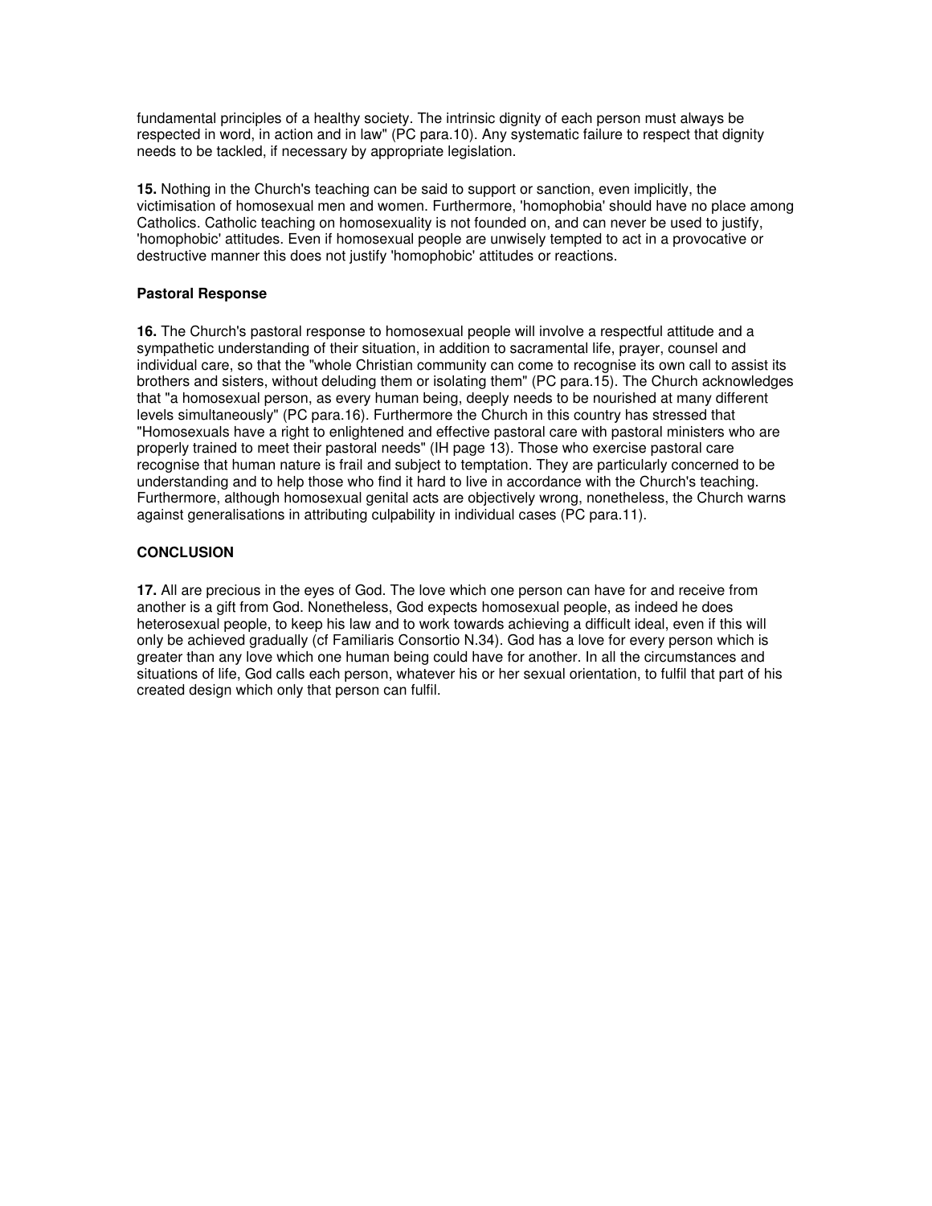fundamental principles of a healthy society. The intrinsic dignity of each person must always be respected in word, in action and in law" (PC para.10). Any systematic failure to respect that dignity needs to be tackled, if necessary by appropriate legislation.

**15.** Nothing in the Church's teaching can be said to support or sanction, even implicitly, the victimisation of homosexual men and women. Furthermore, 'homophobia' should have no place among Catholics. Catholic teaching on homosexuality is not founded on, and can never be used to justify, 'homophobic' attitudes. Even if homosexual people are unwisely tempted to act in a provocative or destructive manner this does not justify 'homophobic' attitudes or reactions.

**Pastoral Response**

**16.** The Church's pastoral response to homosexual people will involve a respectful attitude and a sympathetic understanding of their situation, in addition to sacramental life, prayer, counsel and individual care, so that the "whole Christian community can come to recognise its own call to assist its brothers and sisters, without deluding them or isolating them" (PC para.15). The Church acknowledges that "a homosexual person, as every human being, deeply needs to be nourished at many different levels simultaneously" (PC para.16). Furthermore the Church in this country has stressed that "Homosexuals have a right to enlightened and effective pastoral care with pastoral ministers who are properly trained to meet their pastoral needs" (IH page 13). Those who exercise pastoral care recognise that human nature is frail and subject to temptation. They are particularly concerned to be understanding and to help those who find it hard to live in accordance with the Church's teaching. Furthermore, although homosexual genital acts are objectively wrong, nonetheless, the Church warns against generalisations in attributing culpability in individual cases (PC para.11).

**CONCLUSION**

**17.** All are precious in the eyes of God. The love which one person can have for and receive from another is a gift from God. Nonetheless, God expects homosexual people, as indeed he does heterosexual people, to keep his law and to work towards achieving a difficult ideal, even if this will only be achieved gradually (cf Familiaris Consortio N.34). God has a love for every person which is greater than any love which one human being could have for another. In all the circumstances and situations of life, God calls each person, whatever his or her sexual orientation, to fulfil that part of his created design which only that person can fulfil.